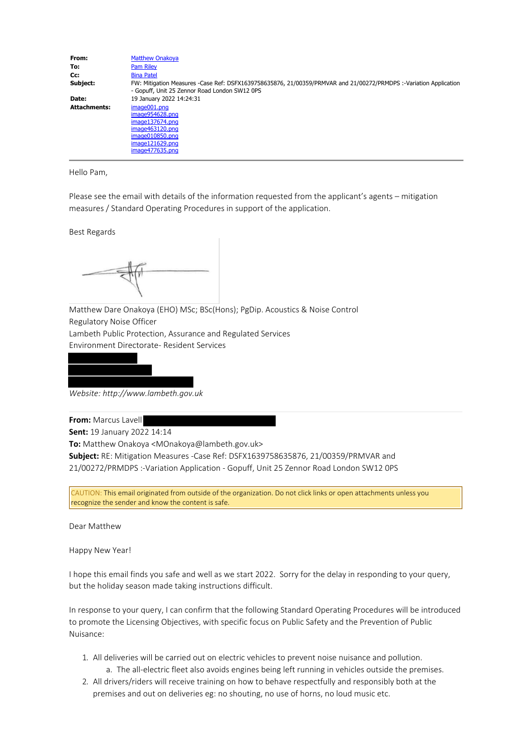| | |
|---|---|
| **From:** | Matthew Onakoya |
| **To:** | Pam Riley |
| **Cc:** | Bina Patel |
| **Subject:** | FW: Mitigation Measures -Case Ref: DSFX1639758635876, 21/00359/PRMVAR and 21/00272/PRMDPS :-Variation Application - Gopuff, Unit 25 Zennor Road London SW12 0PS |
| **Date:** | 19 January 2022 14:24:31 |
| **Attachments:** | image001.png<br>image954628.png<br>image137674.png<br>image463120.png<br>image010850.png<br>image121629.png<br>image477635.png |

Hello Pam,

Please see the email with details of the information requested from the applicant's agents – mitigation measures / Standard Operating Procedures in support of the application.

Best Regards

Matthew Dare Onakoya (EHO) MSc; BSc(Hons); PgDip. Acoustics & Noise Control
Regulatory Noise Officer
Lambeth Public Protection, Assurance and Regulated Services
Environment Directorate- Resident Services

*Website: http://www.lambeth.gov.uk*

**From:** Marcus Lavell
**Sent:** 19 January 2022 14:14
**To:** Matthew Onakoya <MOnakoya@lambeth.gov.uk>
**Subject:** RE: Mitigation Measures -Case Ref: DSFX1639758635876, 21/00359/PRMVAR and 21/00272/PRMDPS :-Variation Application - Gopuff, Unit 25 Zennor Road London SW12 0PS

CAUTION: This email originated from outside of the organization. Do not click links or open attachments unless you recognize the sender and know the content is safe.

Dear Matthew

Happy New Year!

I hope this email finds you safe and well as we start 2022. Sorry for the delay in responding to your query, but the holiday season made taking instructions difficult.

In response to your query, I can confirm that the following Standard Operating Procedures will be introduced to promote the Licensing Objectives, with specific focus on Public Safety and the Prevention of Public Nuisance:

1. All deliveries will be carried out on electric vehicles to prevent noise nuisance and pollution.
   a. The all-electric fleet also avoids engines being left running in vehicles outside the premises.
2. All drivers/riders will receive training on how to behave respectfully and responsibly both at the premises and out on deliveries eg: no shouting, no use of horns, no loud music etc.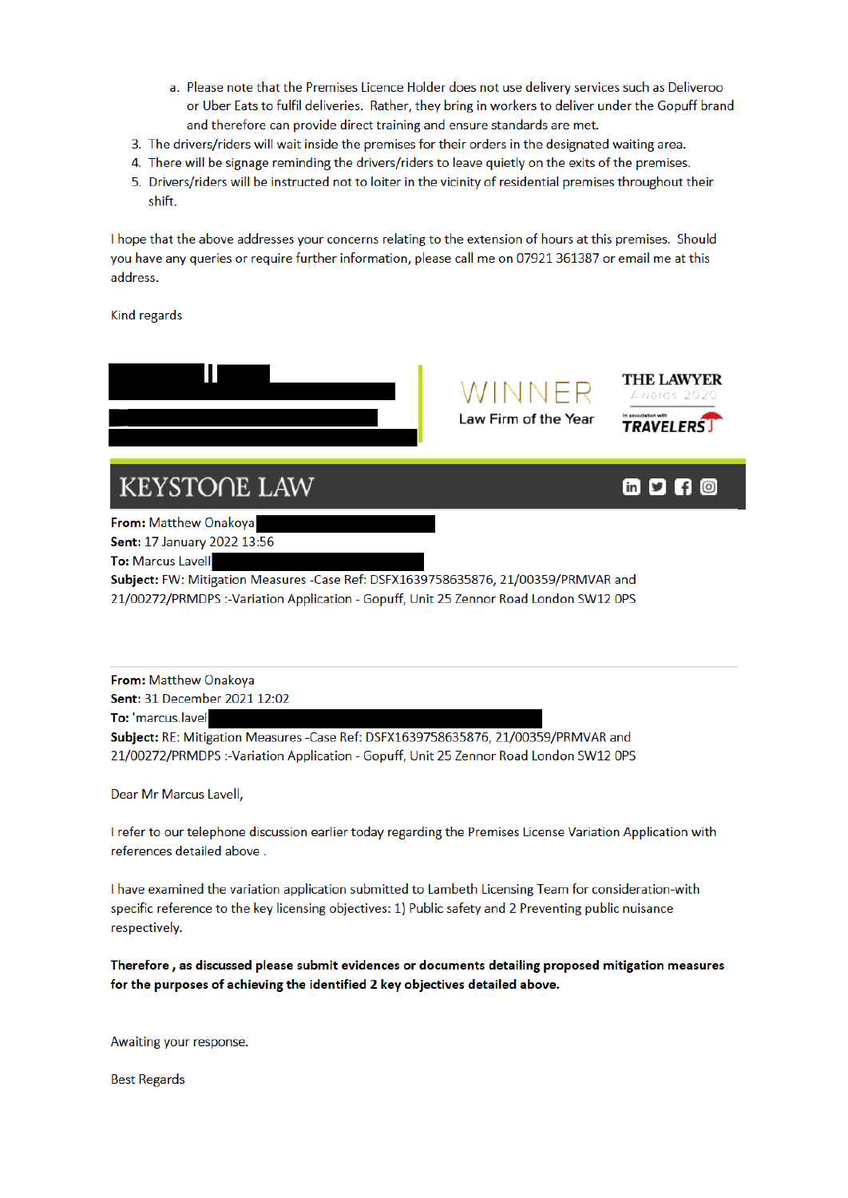a. Please note that the Premises Licence Holder does not use delivery services such as Deliveroo or Uber Eats to fulfil deliveries. Rather, they bring in workers to deliver under the Gopuff brand and therefore can provide direct training and ensure standards are met.

3. The drivers/riders will wait inside the premises for their orders in the designated waiting area.
4. There will be signage reminding the drivers/riders to leave quietly on the exits of the premises.
5. Drivers/riders will be instructed not to loiter in the vicinity of residential premises throughout their shift.

I hope that the above addresses your concerns relating to the extension of hours at this premises. Should you have any queries or require further information, please call me on 07921 361387 or email me at this address.

Kind regards

WINNER
Law Firm of the Year

THE LAWYER
Awards 2020
In association with TRAVELERS

KEYSTONE LAW

**From:** Matthew Onakoya
**Sent:** 17 January 2022 13:56
**To:** Marcus Lavell
**Subject:** FW: Mitigation Measures -Case Ref: DSFX1639758635876, 21/00359/PRMVAR and 21/00272/PRMDPS :-Variation Application - Gopuff, Unit 25 Zennor Road London SW12 0PS

---

**From:** Matthew Onakoya
**Sent:** 31 December 2021 12:02
**To:** 'marcus.lavel
**Subject:** RE: Mitigation Measures -Case Ref: DSFX1639758635876, 21/00359/PRMVAR and 21/00272/PRMDPS :-Variation Application - Gopuff, Unit 25 Zennor Road London SW12 0PS

Dear Mr Marcus Lavell,

I refer to our telephone discussion earlier today regarding the Premises License Variation Application with references detailed above .

I have examined the variation application submitted to Lambeth Licensing Team for consideration-with specific reference to the key licensing objectives: 1) Public safety and 2 Preventing public nuisance respectively.

**Therefore , as discussed please submit evidences or documents detailing proposed mitigation measures for the purposes of achieving the identified 2 key objectives detailed above.**

Awaiting your response.

Best Regards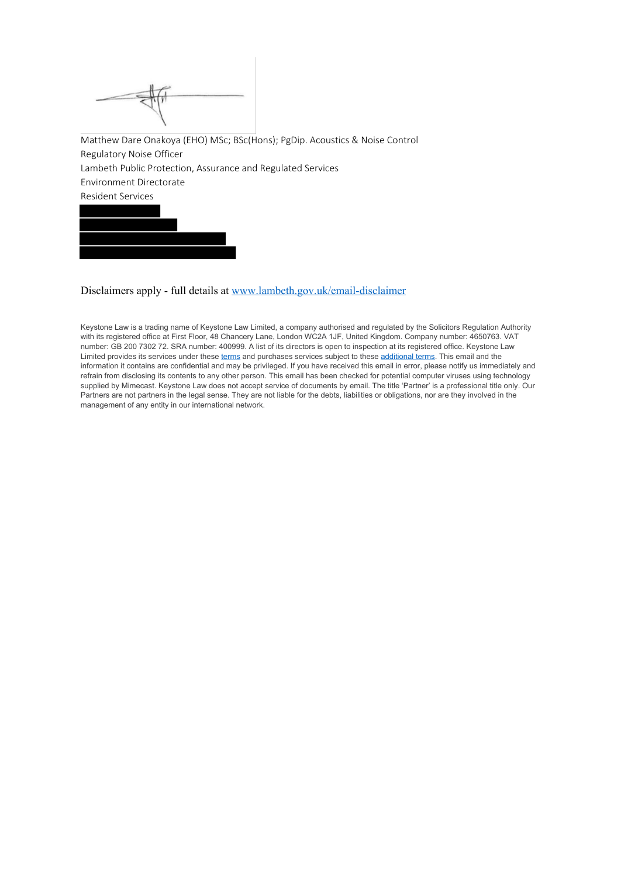Matthew Dare Onakoya (EHO) MSc; BSc(Hons); PgDip. Acoustics & Noise Control
Regulatory Noise Officer
Lambeth Public Protection, Assurance and Regulated Services
Environment Directorate
Resident Services

Disclaimers apply - full details at [www.lambeth.gov.uk/email-disclaimer](www.lambeth.gov.uk/email-disclaimer)

Keystone Law is a trading name of Keystone Law Limited, a company authorised and regulated by the Solicitors Regulation Authority with its registered office at First Floor, 48 Chancery Lane, London WC2A 1JF, United Kingdom. Company number: 4650763. VAT number: GB 200 7302 72. SRA number: 400999. A list of its directors is open to inspection at its registered office. Keystone Law Limited provides its services under these terms and purchases services subject to these additional terms. This email and the information it contains are confidential and may be privileged. If you have received this email in error, please notify us immediately and refrain from disclosing its contents to any other person. This email has been checked for potential computer viruses using technology supplied by Mimecast. Keystone Law does not accept service of documents by email. The title 'Partner' is a professional title only. Our Partners are not partners in the legal sense. They are not liable for the debts, liabilities or obligations, nor are they involved in the management of any entity in our international network.